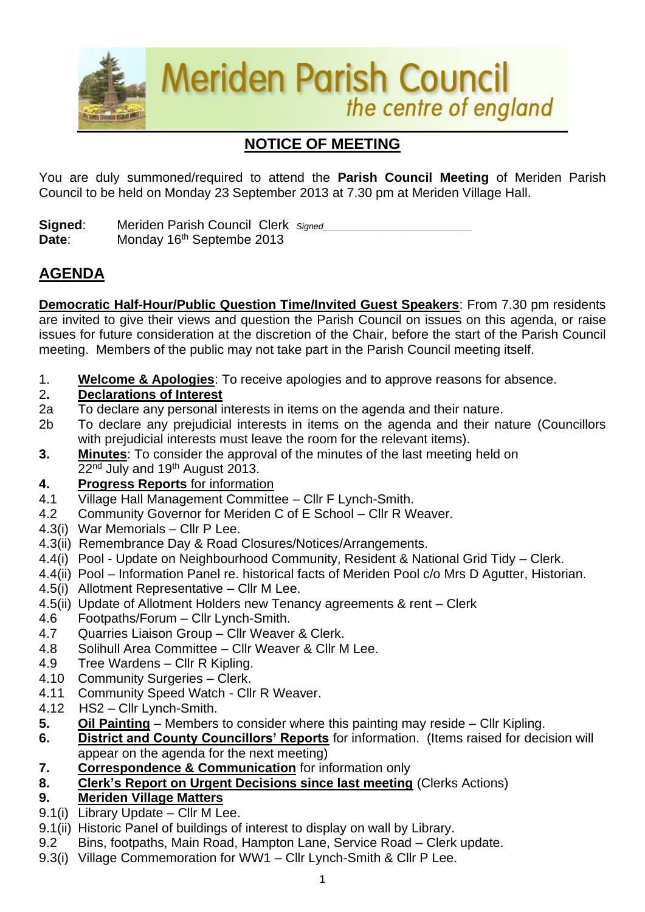# Meriden Parish Council

*the centre of england*

## NOTICE OF MEETING

You are duly summoned/required to attend the **Parish Council Meeting** of Meriden Parish Council to be held on Monday 23 September 2013 at 7.30 pm at Meriden Village Hall.

**Signed**: Meriden Parish Council Clerk *Signed*\_\_\_\_\_\_\_\_\_\_\_\_\_\_\_\_\_\_\_\_\_\_\_\_

**Date**: Monday 16th Septembe 2013

## AGENDA

**Democratic Half-Hour/Public Question Time/Invited Guest Speakers**: From 7.30 pm residents are invited to give their views and question the Parish Council on issues on this agenda, or raise issues for future consideration at the discretion of the Chair, before the start of the Parish Council meeting. Members of the public may not take part in the Parish Council meeting itself.

1. **Welcome & Apologies**: To receive apologies and to approve reasons for absence.

2. **Declarations of Interest**

2a To declare any personal interests in items on the agenda and their nature.

2b To declare any prejudicial interests in items on the agenda and their nature (Councillors with prejudicial interests must leave the room for the relevant items).

3. **Minutes**: To consider the approval of the minutes of the last meeting held on 22nd July and 19th August 2013.

4. **Progress Reports** for information

4.1 Village Hall Management Committee – Cllr F Lynch-Smith.

4.2 Community Governor for Meriden C of E School – Cllr R Weaver.

4.3(i) War Memorials – Cllr P Lee.

4.3(ii) Remembrance Day & Road Closures/Notices/Arrangements.

4.4(i) Pool - Update on Neighbourhood Community, Resident & National Grid Tidy – Clerk.

4.4(ii) Pool – Information Panel re. historical facts of Meriden Pool c/o Mrs D Agutter, Historian.

4.5(i) Allotment Representative – Cllr M Lee.

4.5(ii) Update of Allotment Holders new Tenancy agreements & rent – Clerk

4.6 Footpaths/Forum – Cllr Lynch-Smith.

4.7 Quarries Liaison Group – Cllr Weaver & Clerk.

4.8 Solihull Area Committee – Cllr Weaver & Cllr M Lee.

4.9 Tree Wardens – Cllr R Kipling.

4.10 Community Surgeries – Clerk.

4.11 Community Speed Watch - Cllr R Weaver.

4.12 HS2 – Cllr Lynch-Smith.

5. **Oil Painting** – Members to consider where this painting may reside – Cllr Kipling.

6. **District and County Councillors' Reports** for information. (Items raised for decision will appear on the agenda for the next meeting)

7. **Correspondence & Communication** for information only

8. **Clerk's Report on Urgent Decisions since last meeting** (Clerks Actions)

9. **Meriden Village Matters**

9.1(i) Library Update – Cllr M Lee.

9.1(ii) Historic Panel of buildings of interest to display on wall by Library.

9.2 Bins, footpaths, Main Road, Hampton Lane, Service Road – Clerk update.

9.3(i) Village Commemoration for WW1 – Cllr Lynch-Smith & Cllr P Lee.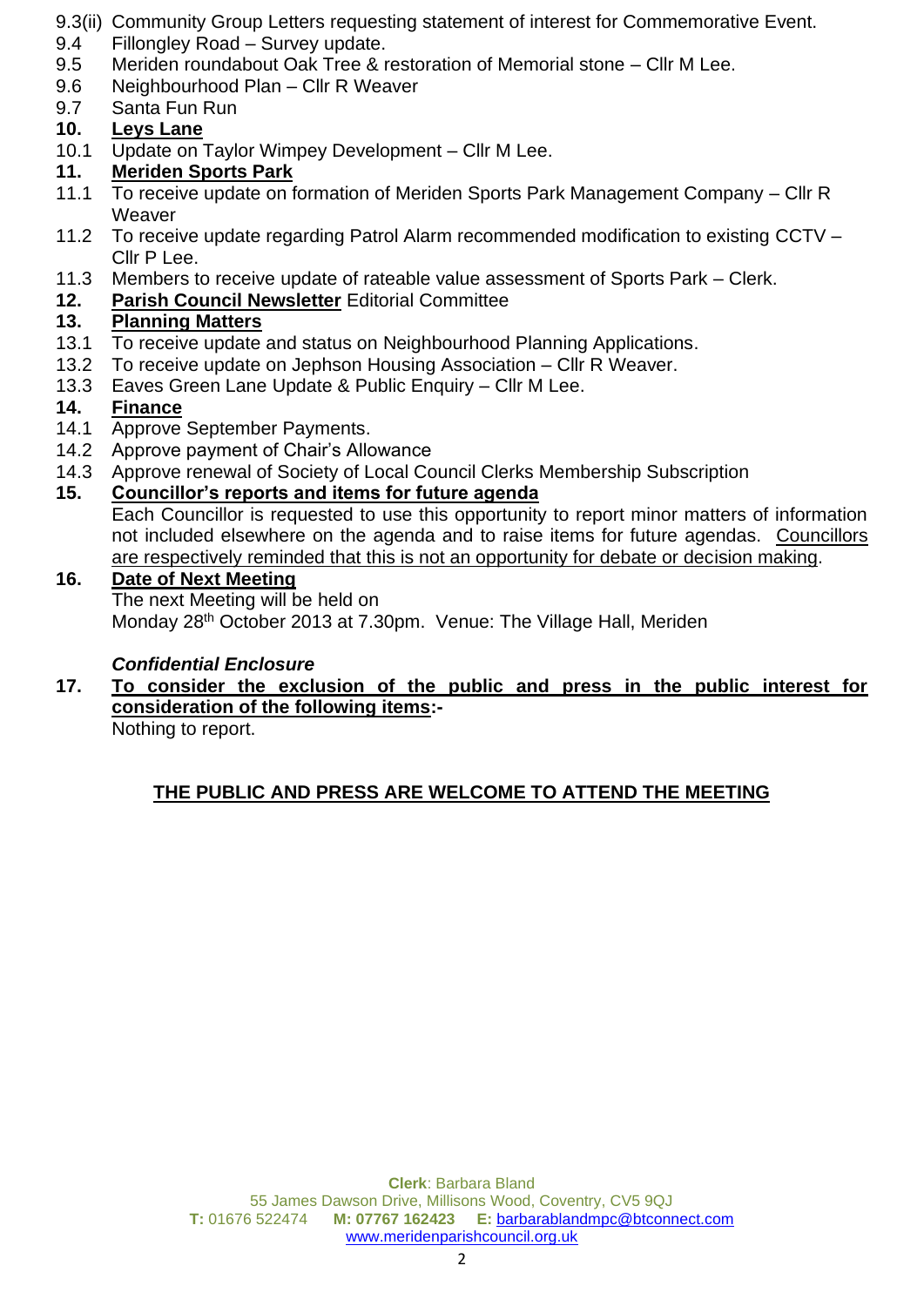9.3(ii) Community Group Letters requesting statement of interest for Commemorative Event.
9.4 Fillongley Road – Survey update.
9.5 Meriden roundabout Oak Tree & restoration of Memorial stone – Cllr M Lee.
9.6 Neighbourhood Plan – Cllr R Weaver
9.7 Santa Fun Run

**10. Leys Lane**

10.1 Update on Taylor Wimpey Development – Cllr M Lee.

**11. Meriden Sports Park**

11.1 To receive update on formation of Meriden Sports Park Management Company – Cllr R Weaver
11.2 To receive update regarding Patrol Alarm recommended modification to existing CCTV – Cllr P Lee.
11.3 Members to receive update of rateable value assessment of Sports Park – Clerk.

**12. Parish Council Newsletter** Editorial Committee

**13. Planning Matters**

13.1 To receive update and status on Neighbourhood Planning Applications.
13.2 To receive update on Jephson Housing Association – Cllr R Weaver.
13.3 Eaves Green Lane Update & Public Enquiry – Cllr M Lee.

**14. Finance**

14.1 Approve September Payments.
14.2 Approve payment of Chair's Allowance
14.3 Approve renewal of Society of Local Council Clerks Membership Subscription

**15. Councillor's reports and items for future agenda**

Each Councillor is requested to use this opportunity to report minor matters of information not included elsewhere on the agenda and to raise items for future agendas. Councillors are respectively reminded that this is not an opportunity for debate or decision making.

**16. Date of Next Meeting**

The next Meeting will be held on
Monday 28th October 2013 at 7.30pm. Venue: The Village Hall, Meriden

***Confidential Enclosure***

**17. To consider the exclusion of the public and press in the public interest for consideration of the following items:-**

Nothing to report.

**THE PUBLIC AND PRESS ARE WELCOME TO ATTEND THE MEETING**

**Clerk**: Barbara Bland
55 James Dawson Drive, Millisons Wood, Coventry, CV5 9QJ
**T:** 01676 522474 **M: 07767 162423** **E:** barbarablandmpc@btconnect.com
www.meridenparishcouncil.org.uk